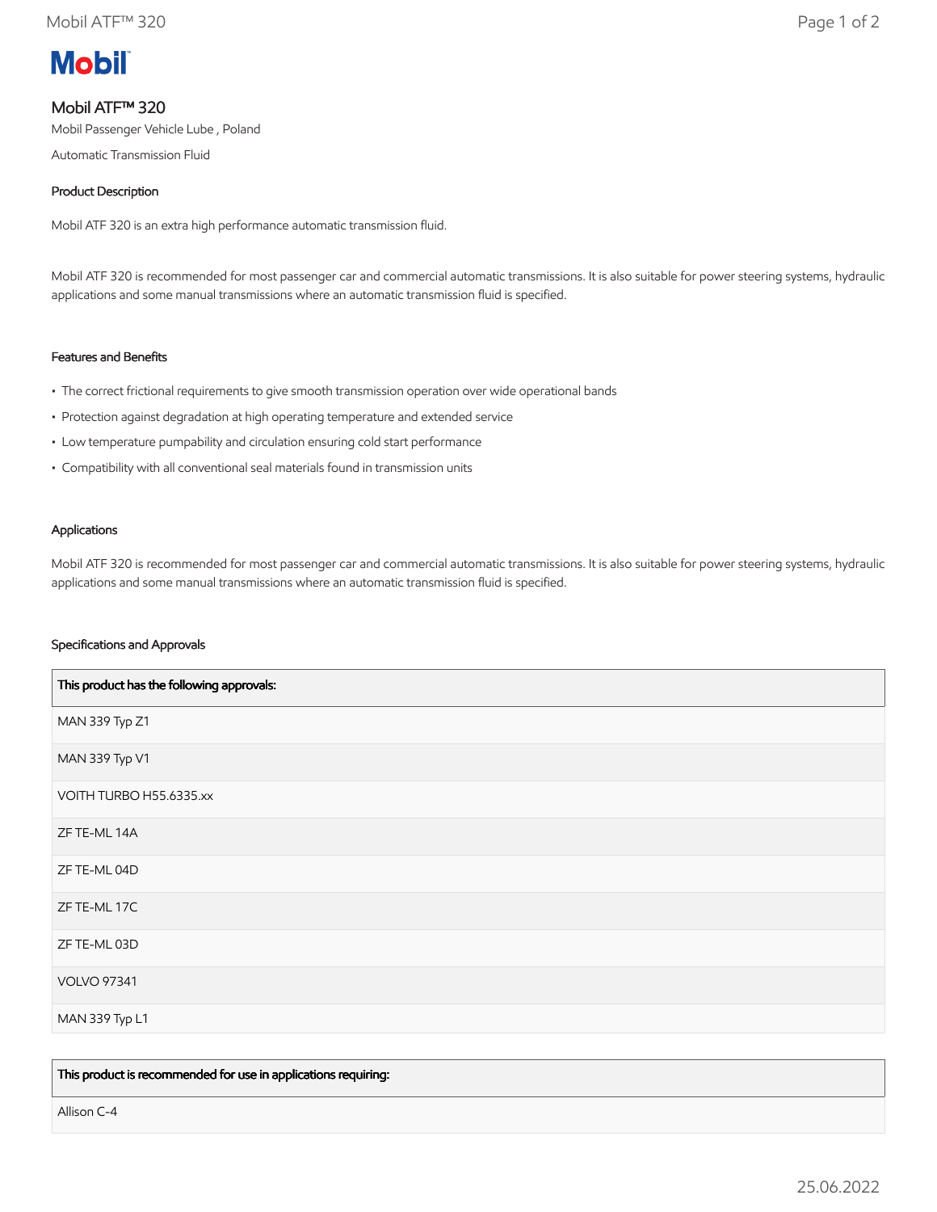**Mobil**

# Mobil ATF™ 320

Mobil Passenger Vehicle Lube , Poland

Automatic Transmission Fluid

## Product Description

Mobil ATF 320 is an extra high performance automatic transmission fluid.

Mobil ATF 320 is recommended for most passenger car and commercial automatic transmissions. It is also suitable for power steering systems, hydraulic applications and some manual transmissions where an automatic transmission fluid is specified.

## Features and Benefits

- The correct frictional requirements to give smooth transmission operation over wide operational bands
- Protection against degradation at high operating temperature and extended service
- Low temperature pumpability and circulation ensuring cold start performance
- Compatibility with all conventional seal materials found in transmission units

## Applications

Mobil ATF 320 is recommended for most passenger car and commercial automatic transmissions. It is also suitable for power steering systems, hydraulic applications and some manual transmissions where an automatic transmission fluid is specified.

## Specifications and Approvals

| This product has the following approvals: |
| --- |
| MAN 339 Typ Z1 |
| MAN 339 Typ V1 |
| VOITH TURBO H55.6335.xx |
| ZF TE-ML 14A |
| ZF TE-ML 04D |
| ZF TE-ML 17C |
| ZF TE-ML 03D |
| VOLVO 97341 |
| MAN 339 Typ L1 |

| This product is recommended for use in applications requiring: |
| --- |
| Allison C-4 |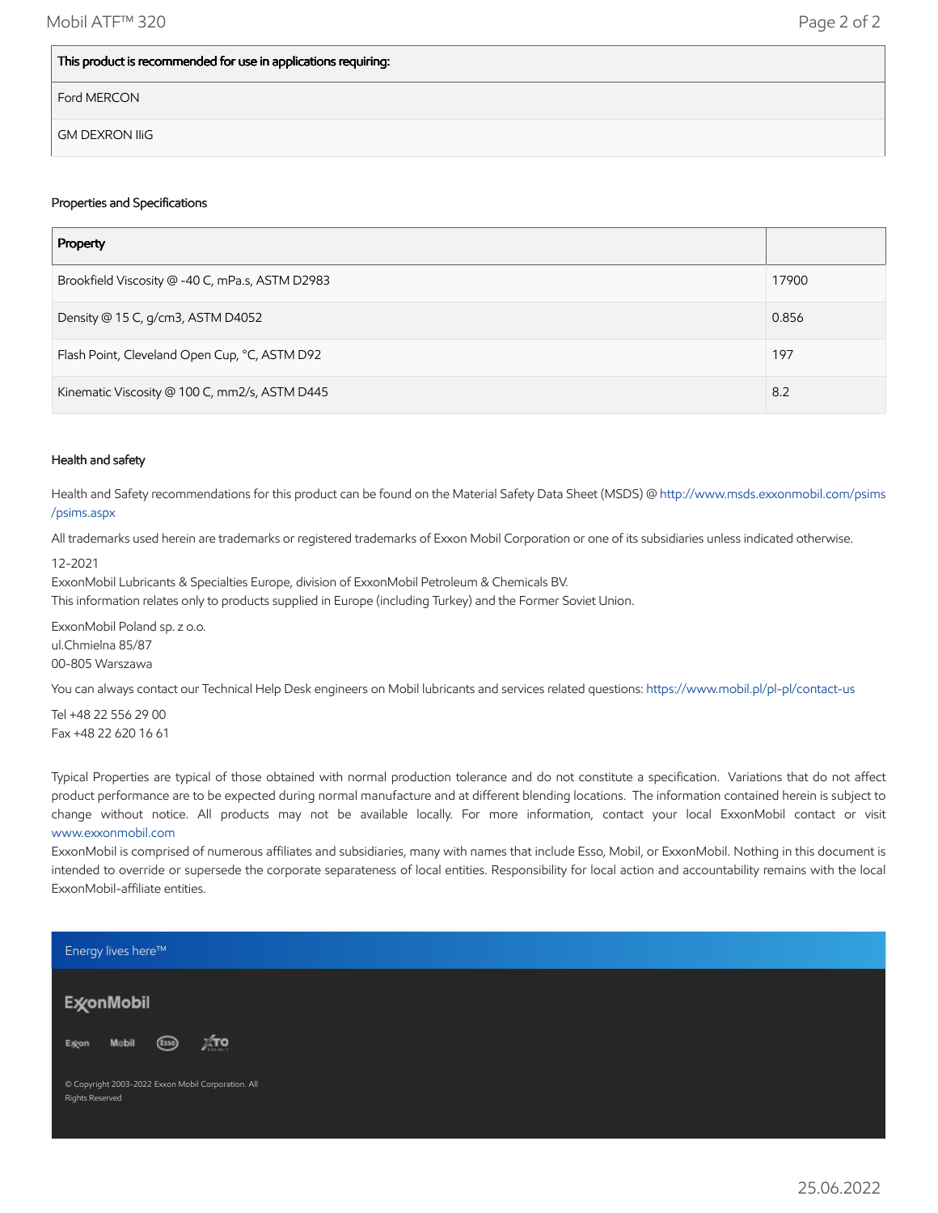| This product is recommended for use in applications requiring: |
| --- |
| Ford MERCON |
| GM DEXRON IIiG |

### Properties and Specifications

| Property | |
| --- | --- |
| Brookfield Viscosity @ -40 C, mPa.s, ASTM D2983 | 17900 |
| Density @ 15 C, g/cm3, ASTM D4052 | 0.856 |
| Flash Point, Cleveland Open Cup, °C, ASTM D92 | 197 |
| Kinematic Viscosity @ 100 C, mm2/s, ASTM D445 | 8.2 |

### Health and safety

Health and Safety recommendations for this product can be found on the Material Safety Data Sheet (MSDS) @ http://www.msds.exxonmobil.com/psims/psims.aspx

All trademarks used herein are trademarks or registered trademarks of Exxon Mobil Corporation or one of its subsidiaries unless indicated otherwise.

12-2021
ExxonMobil Lubricants & Specialties Europe, division of ExxonMobil Petroleum & Chemicals BV.
This information relates only to products supplied in Europe (including Turkey) and the Former Soviet Union.

ExxonMobil Poland sp. z o.o.
ul.Chmielna 85/87
00-805 Warszawa

You can always contact our Technical Help Desk engineers on Mobil lubricants and services related questions: https://www.mobil.pl/pl-pl/contact-us

Tel +48 22 556 29 00
Fax +48 22 620 16 61

Typical Properties are typical of those obtained with normal production tolerance and do not constitute a specification. Variations that do not affect product performance are to be expected during normal manufacture and at different blending locations. The information contained herein is subject to change without notice. All products may not be available locally. For more information, contact your local ExxonMobil contact or visit www.exxonmobil.com
ExxonMobil is comprised of numerous affiliates and subsidiaries, many with names that include Esso, Mobil, or ExxonMobil. Nothing in this document is intended to override or supersede the corporate separateness of local entities. Responsibility for local action and accountability remains with the local ExxonMobil-affiliate entities.

Energy lives here™

ExxonMobil

Exxon Mobil Esso XTO

© Copyright 2003-2022 Exxon Mobil Corporation. All Rights Reserved